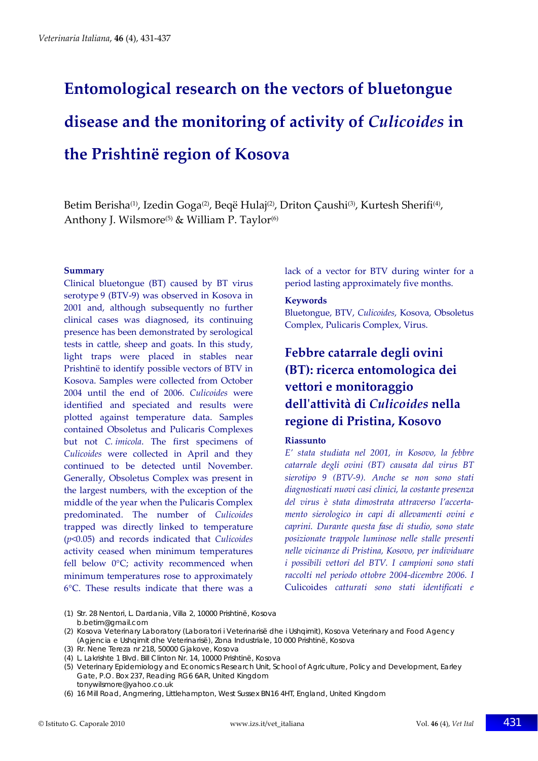# Entomological research on the vectors of bluetongue disease and the monitoring of activity of *Culicoides* in the Prishtinë region of Kosova

Betim Berisha[(1)], Izedin Goga[(2)], Beqë Hulaj[(2)], Driton Çaushi[(3)], Kurtesh Sherifi[(4)], Anthony J. Wilsmore[(5)] & William P. Taylor[(6)]

## Summary

Clinical bluetongue (BT) caused by BT virus serotype 9 (BTV-9) was observed in Kosova in 2001 and, although subsequently no further clinical cases was diagnosed, its continuing presence has been demonstrated by serological tests in cattle, sheep and goats. In this study, light traps were placed in stables near Prishtinë to identify possible vectors of BTV in Kosova. Samples were collected from October 2004 until the end of 2006. *Culicoides* were identified and speciated and results were plotted against temperature data. Samples contained Obsoletus and Pulicaris Complexes but not *C. imicola*. The first specimens of *Culicoides* were collected in April and they continued to be detected until November. Generally, Obsoletus Complex was present in the largest numbers, with the exception of the middle of the year when the Pulicaris Complex predominated. The number of *Culicoides* trapped was directly linked to temperature ($p<0.05$) and records indicated that *Culicoides* activity ceased when minimum temperatures fell below 0°C; activity recommenced when minimum temperatures rose to approximately 6°C. These results indicate that there was a lack of a vector for BTV during winter for a period lasting approximately five months.

## Keywords

Bluetongue, BTV, *Culicoides*, Kosova, Obsoletus Complex, Pulicaris Complex, Virus.

# Febbre catarrale degli ovini (BT): ricerca entomologica dei vettori e monitoraggio dell'attività di *Culicoides* nella regione di Pristina, Kosovo

## Riassunto

*E' stata studiata nel 2001, in Kosovo, la febbre catarrale degli ovini (BT) causata dal virus BT sierotipo 9 (BTV-9). Anche se non sono stati diagnosticati nuovi casi clinici, la costante presenza del virus è stata dimostrata attraverso l'accertamento sierologico in capi di allevamenti ovini e caprini. Durante questa fase di studio, sono state posizionate trappole luminose nelle stalle presenti nelle vicinanze di Pristina, Kosovo, per individuare i possibili vettori del BTV. I campioni sono stati raccolti nel periodo ottobre 2004-dicembre 2006. I* Culicoides *catturati sono stati identificati e*

(1) Str. 28 Nentori, L. Dardania, Villa 2, 10000 Prishtinë, Kosova
b.betim@gmail.com

(2) Kosova Veterinary Laboratory (Laboratori i Veterinarisë dhe i Ushqimit), Kosova Veterinary and Food Agency (Agjencia e Ushqimit dhe Veterinarisë), Zona Industriale, 10 000 Prishtinë, Kosova

(3) Rr. Nene Tereza nr 218, 50000 Gjakove, Kosova

(4) L. Lakrishte 1 Blvd. Bill Clinton Nr. 14, 10000 Prishtinë, Kosova

(5) Veterinary Epidemiology and Economics Research Unit, School of Agriculture, Policy and Development, Earley Gate, P.O. Box 237, Reading RG6 6AR, United Kingdom
tonywilsmore@yahoo.co.uk

(6) 16 Mill Road, Angmering, Littlehampton, West Sussex BN16 4HT, England, United Kingdom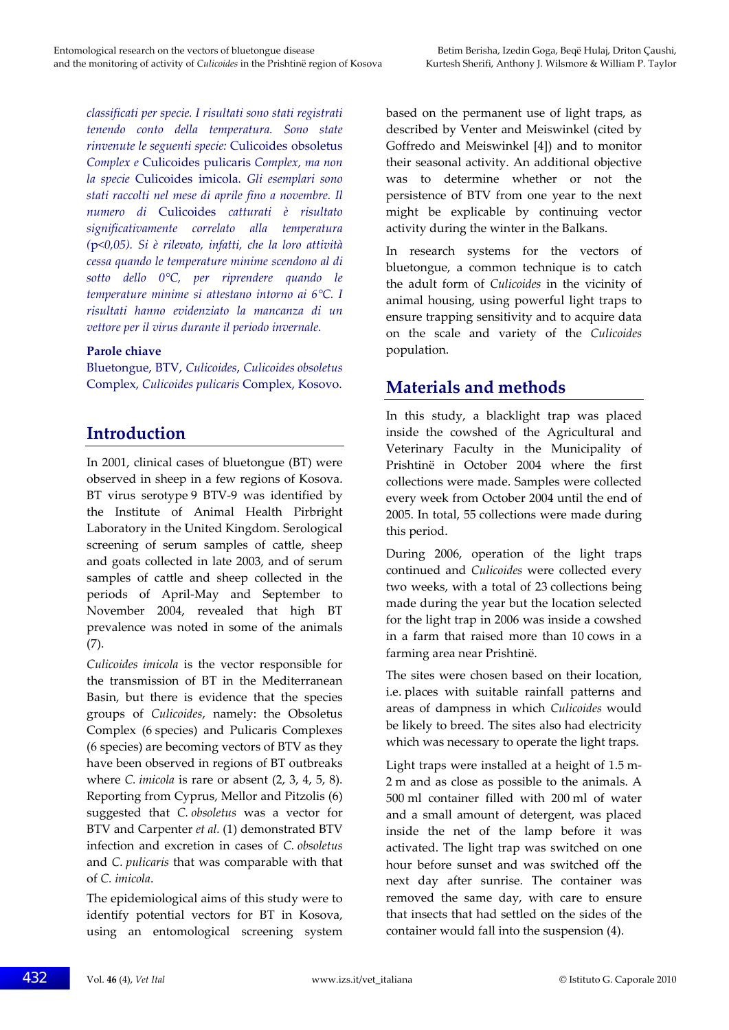*classificati per specie. I risultati sono stati registrati tenendo conto della temperatura. Sono state rinvenute le seguenti specie:* Culicoides obsoletus *Complex e* Culicoides pulicaris *Complex, ma non la specie* Culicoides imicola. *Gli esemplari sono stati raccolti nel mese di aprile fino a novembre. Il numero di* Culicoides *catturati è risultato significativamente correlato alla temperatura* ($p<0,05$)*. Si è rilevato, infatti, che la loro attività cessa quando le temperature minime scendono al di sotto dello 0°C, per riprendere quando le temperature minime si attestano intorno ai 6°C. I risultati hanno evidenziato la mancanza di un vettore per il virus durante il periodo invernale.*

**Parole chiave**

Bluetongue, BTV, *Culicoides*, *Culicoides obsoletus* Complex, *Culicoides pulicaris* Complex, Kosovo.

## Introduction

In 2001, clinical cases of bluetongue (BT) were observed in sheep in a few regions of Kosova. BT virus serotype 9 BTV-9 was identified by the Institute of Animal Health Pirbright Laboratory in the United Kingdom. Serological screening of serum samples of cattle, sheep and goats collected in late 2003, and of serum samples of cattle and sheep collected in the periods of April-May and September to November 2004, revealed that high BT prevalence was noted in some of the animals (7).

*Culicoides imicola* is the vector responsible for the transmission of BT in the Mediterranean Basin, but there is evidence that the species groups of *Culicoides*, namely: the Obsoletus Complex (6 species) and Pulicaris Complexes (6 species) are becoming vectors of BTV as they have been observed in regions of BT outbreaks where *C. imicola* is rare or absent (2, 3, 4, 5, 8). Reporting from Cyprus, Mellor and Pitzolis (6) suggested that *C. obsoletus* was a vector for BTV and Carpenter *et al.* (1) demonstrated BTV infection and excretion in cases of *C. obsoletus* and *C. pulicaris* that was comparable with that of *C. imicola*.

The epidemiological aims of this study were to identify potential vectors for BT in Kosova, using an entomological screening system based on the permanent use of light traps, as described by Venter and Meiswinkel (cited by Goffredo and Meiswinkel [4]) and to monitor their seasonal activity. An additional objective was to determine whether or not the persistence of BTV from one year to the next might be explicable by continuing vector activity during the winter in the Balkans.

In research systems for the vectors of bluetongue, a common technique is to catch the adult form of *Culicoides* in the vicinity of animal housing, using powerful light traps to ensure trapping sensitivity and to acquire data on the scale and variety of the *Culicoides* population.

## Materials and methods

In this study, a blacklight trap was placed inside the cowshed of the Agricultural and Veterinary Faculty in the Municipality of Prishtinë in October 2004 where the first collections were made. Samples were collected every week from October 2004 until the end of 2005. In total, 55 collections were made during this period.

During 2006, operation of the light traps continued and *Culicoides* were collected every two weeks, with a total of 23 collections being made during the year but the location selected for the light trap in 2006 was inside a cowshed in a farm that raised more than 10 cows in a farming area near Prishtinë.

The sites were chosen based on their location, i.e. places with suitable rainfall patterns and areas of dampness in which *Culicoides* would be likely to breed. The sites also had electricity which was necessary to operate the light traps.

Light traps were installed at a height of 1.5 m-2 m and as close as possible to the animals. A 500 ml container filled with 200 ml of water and a small amount of detergent, was placed inside the net of the lamp before it was activated. The light trap was switched on one hour before sunset and was switched off the next day after sunrise. The container was removed the same day, with care to ensure that insects that had settled on the sides of the container would fall into the suspension (4).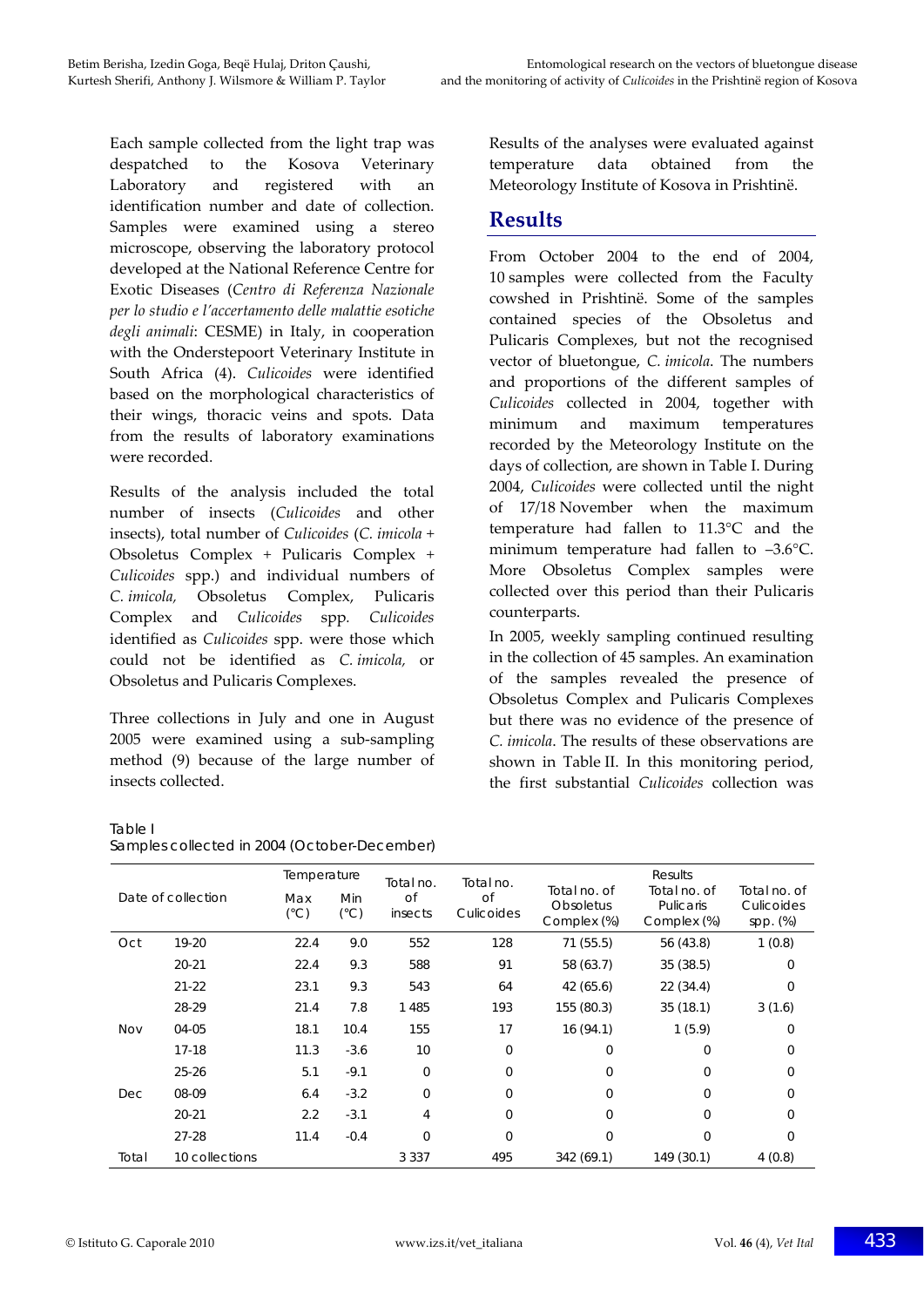Each sample collected from the light trap was despatched to the Kosova Veterinary Laboratory and registered with an identification number and date of collection. Samples were examined using a stereo microscope, observing the laboratory protocol developed at the National Reference Centre for Exotic Diseases (*Centro di Referenza Nazionale per lo studio e l'accertamento delle malattie esotiche degli animali*: CESME) in Italy, in cooperation with the Onderstepoort Veterinary Institute in South Africa (4). *Culicoides* were identified based on the morphological characteristics of their wings, thoracic veins and spots. Data from the results of laboratory examinations were recorded.

Results of the analysis included the total number of insects (*Culicoides* and other insects), total number of *Culicoides* (*C. imicola* + Obsoletus Complex + Pulicaris Complex + *Culicoides* spp.) and individual numbers of *C. imicola,* Obsoletus Complex, Pulicaris Complex and *Culicoides* spp. *Culicoides* identified as *Culicoides* spp. were those which could not be identified as *C. imicola,* or Obsoletus and Pulicaris Complexes.

Three collections in July and one in August 2005 were examined using a sub-sampling method (9) because of the large number of insects collected.

Results of the analyses were evaluated against temperature data obtained from the Meteorology Institute of Kosova in Prishtinë.

## Results

From October 2004 to the end of 2004, 10 samples were collected from the Faculty cowshed in Prishtinë. Some of the samples contained species of the Obsoletus and Pulicaris Complexes, but not the recognised vector of bluetongue, *C. imicola*. The numbers and proportions of the different samples of *Culicoides* collected in 2004, together with minimum and maximum temperatures recorded by the Meteorology Institute on the days of collection, are shown in Table I. During 2004, *Culicoides* were collected until the night of 17/18 November when the maximum temperature had fallen to 11.3°C and the minimum temperature had fallen to –3.6°C. More Obsoletus Complex samples were collected over this period than their Pulicaris counterparts.

In 2005, weekly sampling continued resulting in the collection of 45 samples. An examination of the samples revealed the presence of Obsoletus Complex and Pulicaris Complexes but there was no evidence of the presence of *C. imicola*. The results of these observations are shown in Table II. In this monitoring period, the first substantial *Culicoides* collection was

Table I
Samples collected in 2004 (October-December)

| Date of collection | | Temperature | | Total no. of insects | Total no. of Culicoides | Results | | |
|---|---|---|---|---|---|---|---|---|
| | | Max (°C) | Min (°C) | | | Total no. of Obsoletus Complex (%) | Total no. of Pulicaris Complex (%) | Total no. of Culicoides spp. (%) |
| Oct | 19-20 | 22.4 | 9.0 | 552 | 128 | 71 (55.5) | 56 (43.8) | 1 (0.8) |
| | 20-21 | 22.4 | 9.3 | 588 | 91 | 58 (63.7) | 35 (38.5) | 0 |
| | 21-22 | 23.1 | 9.3 | 543 | 64 | 42 (65.6) | 22 (34.4) | 0 |
| | 28-29 | 21.4 | 7.8 | 1 485 | 193 | 155 (80.3) | 35 (18.1) | 3 (1.6) |
| Nov | 04-05 | 18.1 | 10.4 | 155 | 17 | 16 (94.1) | 1 (5.9) | 0 |
| | 17-18 | 11.3 | -3.6 | 10 | 0 | 0 | 0 | 0 |
| | 25-26 | 5.1 | -9.1 | 0 | 0 | 0 | 0 | 0 |
| Dec | 08-09 | 6.4 | -3.2 | 0 | 0 | 0 | 0 | 0 |
| | 20-21 | 2.2 | -3.1 | 4 | 0 | 0 | 0 | 0 |
| | 27-28 | 11.4 | -0.4 | 0 | 0 | 0 | 0 | 0 |
| Total | 10 collections | | | 3 337 | 495 | 342 (69.1) | 149 (30.1) | 4 (0.8) |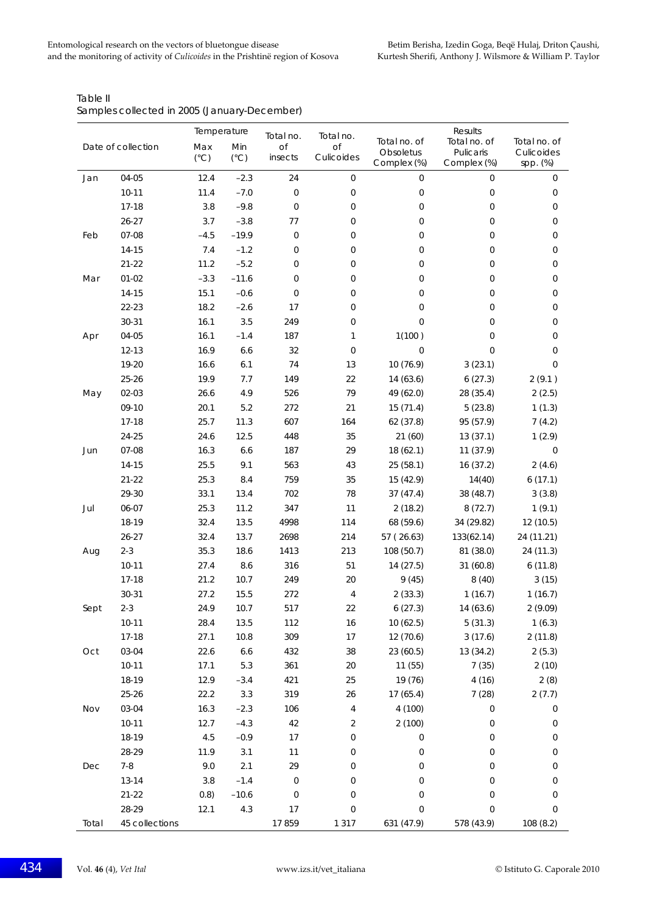Table II
Samples collected in 2005 (January-December)

| Date of collection | | Temperature Max (°C) | Temperature Min (°C) | Total no. of insects | Total no. of Culicoides | Results Total no. of Obsoletus Complex (%) | Results Total no. of Pulicaris Complex (%) | Results Total no. of Culicoides spp. (%) |
|---|---|---|---|---|---|---|---|---|
| Jan | 04-05 | 12.4 | −2.3 | 24 | 0 | 0 | 0 | 0 |
| | 10-11 | 11.4 | −7.0 | 0 | 0 | 0 | 0 | 0 |
| | 17-18 | 3.8 | −9.8 | 0 | 0 | 0 | 0 | 0 |
| | 26-27 | 3.7 | −3.8 | 77 | 0 | 0 | 0 | 0 |
| Feb | 07-08 | −4.5 | −19.9 | 0 | 0 | 0 | 0 | 0 |
| | 14-15 | 7.4 | −1.2 | 0 | 0 | 0 | 0 | 0 |
| | 21-22 | 11.2 | −5.2 | 0 | 0 | 0 | 0 | 0 |
| Mar | 01-02 | −3.3 | −11.6 | 0 | 0 | 0 | 0 | 0 |
| | 14-15 | 15.1 | −0.6 | 0 | 0 | 0 | 0 | 0 |
| | 22-23 | 18.2 | −2.6 | 17 | 0 | 0 | 0 | 0 |
| | 30-31 | 16.1 | 3.5 | 249 | 0 | 0 | 0 | 0 |
| Apr | 04-05 | 16.1 | −1.4 | 187 | 1 | 1(100 ) | 0 | 0 |
| | 12-13 | 16.9 | 6.6 | 32 | 0 | 0 | 0 | 0 |
| | 19-20 | 16.6 | 6.1 | 74 | 13 | 10 (76.9) | 3 (23.1) | 0 |
| | 25-26 | 19.9 | 7.7 | 149 | 22 | 14 (63.6) | 6 (27.3) | 2 (9.1 ) |
| May | 02-03 | 26.6 | 4.9 | 526 | 79 | 49 (62.0) | 28 (35.4) | 2 (2.5) |
| | 09-10 | 20.1 | 5.2 | 272 | 21 | 15 (71.4) | 5 (23.8) | 1 (1.3) |
| | 17-18 | 25.7 | 11.3 | 607 | 164 | 62 (37.8) | 95 (57.9) | 7 (4.2) |
| | 24-25 | 24.6 | 12.5 | 448 | 35 | 21 (60) | 13 (37.1) | 1 (2.9) |
| Jun | 07-08 | 16.3 | 6.6 | 187 | 29 | 18 (62.1) | 11 (37.9) | 0 |
| | 14-15 | 25.5 | 9.1 | 563 | 43 | 25 (58.1) | 16 (37.2) | 2 (4.6) |
| | 21-22 | 25.3 | 8.4 | 759 | 35 | 15 (42.9) | 14(40) | 6 (17.1) |
| | 29-30 | 33.1 | 13.4 | 702 | 78 | 37 (47.4) | 38 (48.7) | 3 (3.8) |
| Jul | 06-07 | 25.3 | 11.2 | 347 | 11 | 2 (18.2) | 8 (72.7) | 1 (9.1) |
| | 18-19 | 32.4 | 13.5 | 4998 | 114 | 68 (59.6) | 34 (29.82) | 12 (10.5) |
| | 26-27 | 32.4 | 13.7 | 2698 | 214 | 57 ( 26.63) | 133(62.14) | 24 (11.21) |
| Aug | 2-3 | 35.3 | 18.6 | 1413 | 213 | 108 (50.7) | 81 (38.0) | 24 (11.3) |
| | 10-11 | 27.4 | 8.6 | 316 | 51 | 14 (27.5) | 31 (60.8) | 6 (11.8) |
| | 17-18 | 21.2 | 10.7 | 249 | 20 | 9 (45) | 8 (40) | 3 (15) |
| | 30-31 | 27.2 | 15.5 | 272 | 4 | 2 (33.3) | 1 (16.7) | 1 (16.7) |
| Sept | 2-3 | 24.9 | 10.7 | 517 | 22 | 6 (27.3) | 14 (63.6) | 2 (9.09) |
| | 10-11 | 28.4 | 13.5 | 112 | 16 | 10 (62.5) | 5 (31.3) | 1 (6.3) |
| | 17-18 | 27.1 | 10.8 | 309 | 17 | 12 (70.6) | 3 (17.6) | 2 (11.8) |
| Oct | 03-04 | 22.6 | 6.6 | 432 | 38 | 23 (60.5) | 13 (34.2) | 2 (5.3) |
| | 10-11 | 17.1 | 5.3 | 361 | 20 | 11 (55) | 7 (35) | 2 (10) |
| | 18-19 | 12.9 | −3.4 | 421 | 25 | 19 (76) | 4 (16) | 2 (8) |
| | 25-26 | 22.2 | 3.3 | 319 | 26 | 17 (65.4) | 7 (28) | 2 (7.7) |
| Nov | 03-04 | 16.3 | −2.3 | 106 | 4 | 4 (100) | 0 | 0 |
| | 10-11 | 12.7 | −4.3 | 42 | 2 | 2 (100) | 0 | 0 |
| | 18-19 | 4.5 | −0.9 | 17 | 0 | 0 | 0 | 0 |
| | 28-29 | 11.9 | 3.1 | 11 | 0 | 0 | 0 | 0 |
| Dec | 7-8 | 9.0 | 2.1 | 29 | 0 | 0 | 0 | 0 |
| | 13-14 | 3.8 | −1.4 | 0 | 0 | 0 | 0 | 0 |
| | 21-22 | 0.8) | −10.6 | 0 | 0 | 0 | 0 | 0 |
| | 28-29 | 12.1 | 4.3 | 17 | 0 | 0 | 0 | 0 |
| Total | 45 collections | | | 17 859 | 1 317 | 631 (47.9) | 578 (43.9) | 108 (8.2) |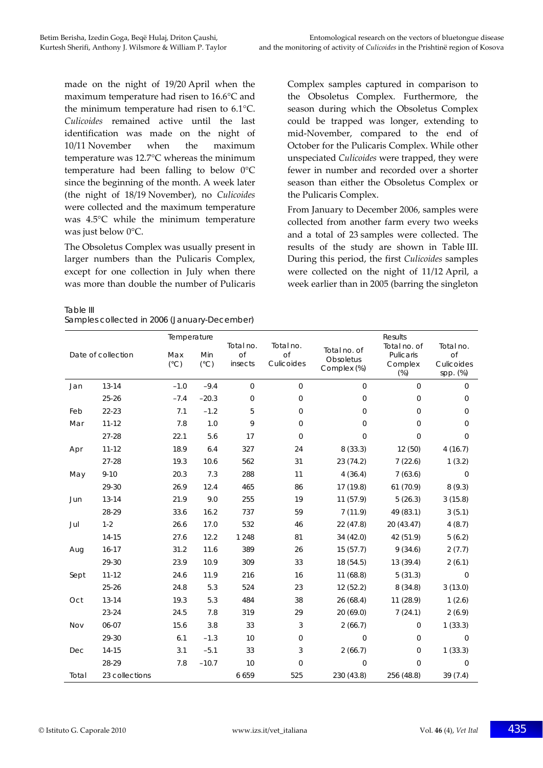made on the night of 19/20 April when the maximum temperature had risen to 16.6°C and the minimum temperature had risen to 6.1°C. *Culicoides* remained active until the last identification was made on the night of 10/11 November when the maximum temperature was 12.7°C whereas the minimum temperature had been falling to below 0°C since the beginning of the month. A week later (the night of 18/19 November), no *Culicoides* were collected and the maximum temperature was 4.5°C while the minimum temperature was just below 0°C.

The Obsoletus Complex was usually present in larger numbers than the Pulicaris Complex, except for one collection in July when there was more than double the number of Pulicaris Complex samples captured in comparison to the Obsoletus Complex. Furthermore, the season during which the Obsoletus Complex could be trapped was longer, extending to mid-November, compared to the end of October for the Pulicaris Complex. While other unspeciated *Culicoides* were trapped, they were fewer in number and recorded over a shorter season than either the Obsoletus Complex or the Pulicaris Complex.

From January to December 2006, samples were collected from another farm every two weeks and a total of 23 samples were collected. The results of the study are shown in Table III. During this period, the first *Culicoides* samples were collected on the night of 11/12 April, a week earlier than in 2005 (barring the singleton

Table III
Samples collected in 2006 (January-December)

| Date of collection | | Temperature | | Results | | | | |
|---|---|---|---|---|---|---|---|---|
| | | Max (°C) | Min (°C) | Total no. of insects | Total no. of Culicoides | Total no. of Obsoletus Complex (%) | Total no. of Pulicaris Complex (%) | Total no. of Culicoides spp. (%) |
| Jan | 13-14 | −1.0 | −9.4 | 0 | 0 | 0 | 0 | 0 |
| | 25-26 | −7.4 | −20.3 | 0 | 0 | 0 | 0 | 0 |
| Feb | 22-23 | 7.1 | −1.2 | 5 | 0 | 0 | 0 | 0 |
| Mar | 11-12 | 7.8 | 1.0 | 9 | 0 | 0 | 0 | 0 |
| | 27-28 | 22.1 | 5.6 | 17 | 0 | 0 | 0 | 0 |
| Apr | 11-12 | 18.9 | 6.4 | 327 | 24 | 8 (33.3) | 12 (50) | 4 (16.7) |
| | 27-28 | 19.3 | 10.6 | 562 | 31 | 23 (74.2) | 7 (22.6) | 1 (3.2) |
| May | 9-10 | 20.3 | 7.3 | 288 | 11 | 4 (36.4) | 7 (63.6) | 0 |
| | 29-30 | 26.9 | 12.4 | 465 | 86 | 17 (19.8) | 61 (70.9) | 8 (9.3) |
| Jun | 13-14 | 21.9 | 9.0 | 255 | 19 | 11 (57.9) | 5 (26.3) | 3 (15.8) |
| | 28-29 | 33.6 | 16.2 | 737 | 59 | 7 (11.9) | 49 (83.1) | 3 (5.1) |
| Jul | 1-2 | 26.6 | 17.0 | 532 | 46 | 22 (47.8) | 20 (43.47) | 4 (8.7) |
| | 14-15 | 27.6 | 12.2 | 1 248 | 81 | 34 (42.0) | 42 (51.9) | 5 (6.2) |
| Aug | 16-17 | 31.2 | 11.6 | 389 | 26 | 15 (57.7) | 9 (34.6) | 2 (7.7) |
| | 29-30 | 23.9 | 10.9 | 309 | 33 | 18 (54.5) | 13 (39.4) | 2 (6.1) |
| Sept | 11-12 | 24.6 | 11.9 | 216 | 16 | 11 (68.8) | 5 (31.3) | 0 |
| | 25-26 | 24.8 | 5.3 | 524 | 23 | 12 (52.2) | 8 (34.8) | 3 (13.0) |
| Oct | 13-14 | 19.3 | 5.3 | 484 | 38 | 26 (68.4) | 11 (28.9) | 1 (2.6) |
| | 23-24 | 24.5 | 7.8 | 319 | 29 | 20 (69.0) | 7 (24.1) | 2 (6.9) |
| Nov | 06-07 | 15.6 | 3.8 | 33 | 3 | 2 (66.7) | 0 | 1 (33.3) |
| | 29-30 | 6.1 | −1.3 | 10 | 0 | 0 | 0 | 0 |
| Dec | 14-15 | 3.1 | −5.1 | 33 | 3 | 2 (66.7) | 0 | 1 (33.3) |
| | 28-29 | 7.8 | −10.7 | 10 | 0 | 0 | 0 | 0 |
| Total | 23 collections | | | 6 659 | 525 | 230 (43.8) | 256 (48.8) | 39 (7.4) |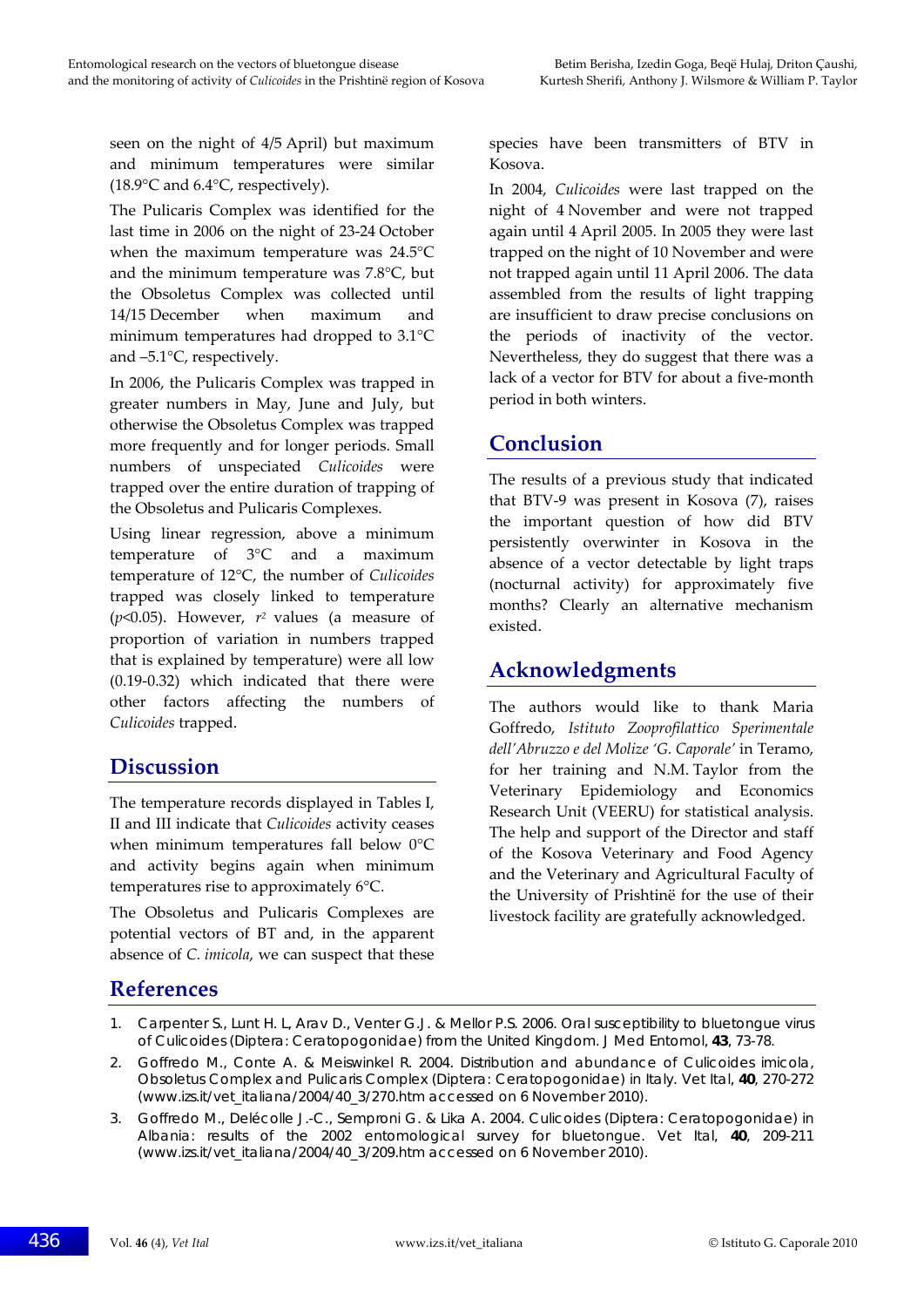seen on the night of 4/5 April) but maximum and minimum temperatures were similar (18.9°C and 6.4°C, respectively).

The Pulicaris Complex was identified for the last time in 2006 on the night of 23-24 October when the maximum temperature was 24.5°C and the minimum temperature was 7.8°C, but the Obsoletus Complex was collected until 14/15 December when maximum and minimum temperatures had dropped to 3.1°C and –5.1°C, respectively.

In 2006, the Pulicaris Complex was trapped in greater numbers in May, June and July, but otherwise the Obsoletus Complex was trapped more frequently and for longer periods. Small numbers of unspeciated *Culicoides* were trapped over the entire duration of trapping of the Obsoletus and Pulicaris Complexes.

Using linear regression, above a minimum temperature of 3°C and a maximum temperature of 12°C, the number of *Culicoides* trapped was closely linked to temperature ($p<0.05$). However, $r^2$ values (a measure of proportion of variation in numbers trapped that is explained by temperature) were all low (0.19-0.32) which indicated that there were other factors affecting the numbers of *Culicoides* trapped.

## Discussion

The temperature records displayed in Tables I, II and III indicate that *Culicoides* activity ceases when minimum temperatures fall below 0°C and activity begins again when minimum temperatures rise to approximately 6°C.

The Obsoletus and Pulicaris Complexes are potential vectors of BT and, in the apparent absence of *C. imicola*, we can suspect that these species have been transmitters of BTV in Kosova.

In 2004, *Culicoides* were last trapped on the night of 4 November and were not trapped again until 4 April 2005. In 2005 they were last trapped on the night of 10 November and were not trapped again until 11 April 2006. The data assembled from the results of light trapping are insufficient to draw precise conclusions on the periods of inactivity of the vector. Nevertheless, they do suggest that there was a lack of a vector for BTV for about a five-month period in both winters.

## Conclusion

The results of a previous study that indicated that BTV-9 was present in Kosova (7), raises the important question of how did BTV persistently overwinter in Kosova in the absence of a vector detectable by light traps (nocturnal activity) for approximately five months? Clearly an alternative mechanism existed.

## Acknowledgments

The authors would like to thank Maria Goffredo, *Istituto Zooprofilattico Sperimentale dell'Abruzzo e del Molize 'G. Caporale'* in Teramo, for her training and N.M. Taylor from the Veterinary Epidemiology and Economics Research Unit (VEERU) for statistical analysis. The help and support of the Director and staff of the Kosova Veterinary and Food Agency and the Veterinary and Agricultural Faculty of the University of Prishtinë for the use of their livestock facility are gratefully acknowledged.

## References

1. Carpenter S., Lunt H. L, Arav D., Venter G.J. & Mellor P.S. 2006. Oral susceptibility to bluetongue virus of Culicoides (Diptera: Ceratopogonidae) from the United Kingdom. J Med Entomol, **43**, 73-78.
2. Goffredo M., Conte A. & Meiswinkel R. 2004. Distribution and abundance of Culicoides imicola, Obsoletus Complex and Pulicaris Complex (Diptera: Ceratopogonidae) in Italy. Vet Ital, **40**, 270-272 (www.izs.it/vet_italiana/2004/40_3/270.htm accessed on 6 November 2010).
3. Goffredo M., Delécolle J.-C., Semproni G. & Lika A. 2004. Culicoides (Diptera: Ceratopogonidae) in Albania: results of the 2002 entomological survey for bluetongue. Vet Ital, **40**, 209-211 (www.izs.it/vet_italiana/2004/40_3/209.htm accessed on 6 November 2010).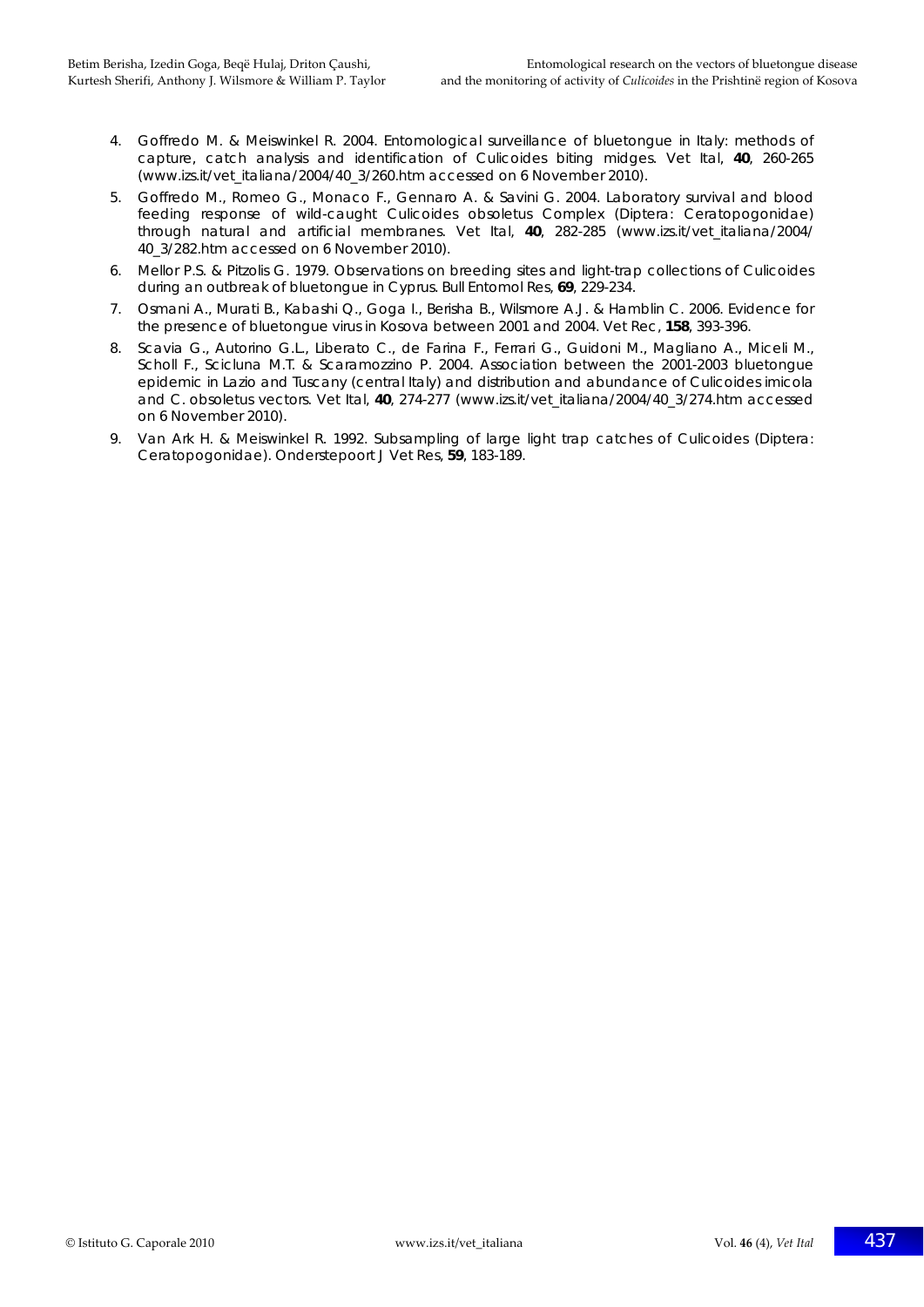4. Goffredo M. & Meiswinkel R. 2004. Entomological surveillance of bluetongue in Italy: methods of capture, catch analysis and identification of Culicoides biting midges. Vet Ital, **40**, 260-265 (www.izs.it/vet_italiana/2004/40_3/260.htm accessed on 6 November 2010).
5. Goffredo M., Romeo G., Monaco F., Gennaro A. & Savini G. 2004. Laboratory survival and blood feeding response of wild-caught Culicoides obsoletus Complex (Diptera: Ceratopogonidae) through natural and artificial membranes. Vet Ital, **40**, 282-285 (www.izs.it/vet_italiana/2004/40_3/282.htm accessed on 6 November 2010).
6. Mellor P.S. & Pitzolis G. 1979. Observations on breeding sites and light-trap collections of Culicoides during an outbreak of bluetongue in Cyprus. Bull Entomol Res, **69**, 229-234.
7. Osmani A., Murati B., Kabashi Q., Goga I., Berisha B., Wilsmore A.J. & Hamblin C. 2006. Evidence for the presence of bluetongue virus in Kosova between 2001 and 2004. Vet Rec, **158**, 393-396.
8. Scavia G., Autorino G.L., Liberato C., de Farina F., Ferrari G., Guidoni M., Magliano A., Miceli M., Scholl F., Scicluna M.T. & Scaramozzino P. 2004. Association between the 2001-2003 bluetongue epidemic in Lazio and Tuscany (central Italy) and distribution and abundance of Culicoides imicola and C. obsoletus vectors. Vet Ital, **40**, 274-277 (www.izs.it/vet_italiana/2004/40_3/274.htm accessed on 6 November 2010).
9. Van Ark H. & Meiswinkel R. 1992. Subsampling of large light trap catches of Culicoides (Diptera: Ceratopogonidae). Onderstepoort J Vet Res, **59**, 183-189.